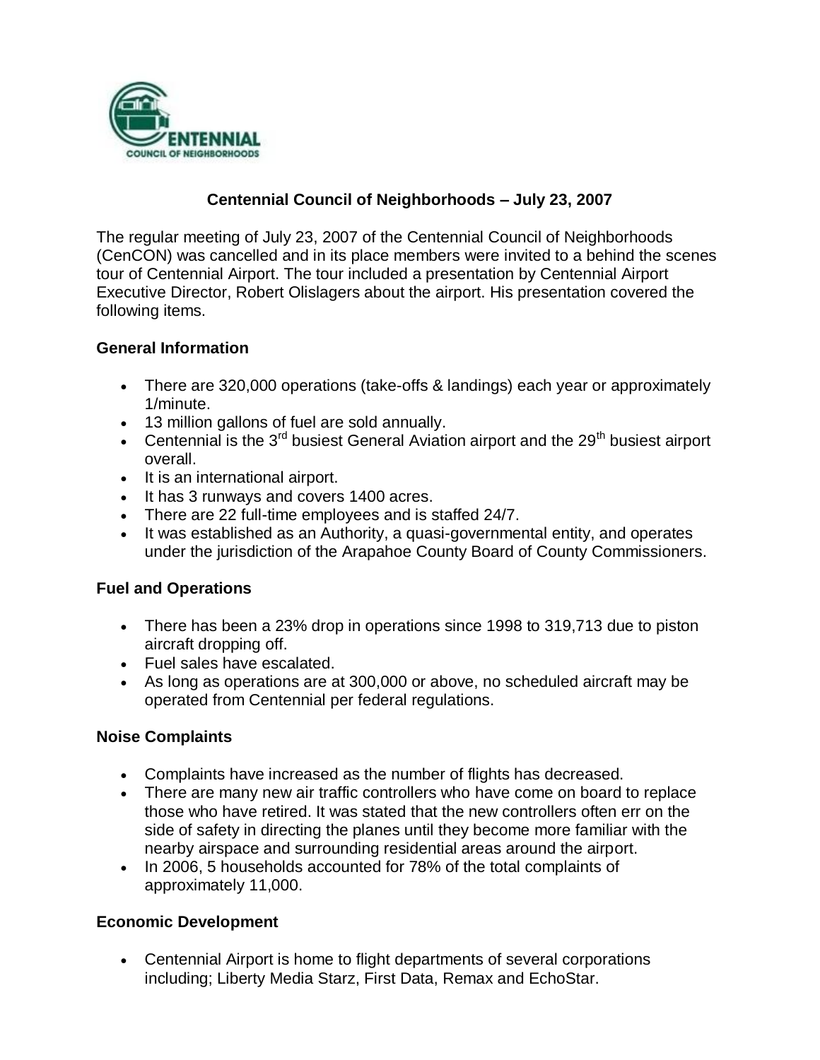# Centennial Council of Neighborhoods – July 23, 2007

The regular meeting of July 23, 2007 of the Centennial Council of Neighborhoods (CenCON) was cancelled and in its place members were invited to a behind the scenes tour of Centennial Airport. The tour included a presentation by Centennial Airport Executive Director, Robert Olislagers about the airport. His presentation covered the following items.

## General Information

- There are 320,000 operations (take-offs & landings) each year or approximately 1/minute.
- 13 million gallons of fuel are sold annually.
- Centennial is the 3rd busiest General Aviation airport and the 29th busiest airport overall.
- It is an international airport.
- It has 3 runways and covers 1400 acres.
- There are 22 full-time employees and is staffed 24/7.
- It was established as an Authority, a quasi-governmental entity, and operates under the jurisdiction of the Arapahoe County Board of County Commissioners.

## Fuel and Operations

- There has been a 23% drop in operations since 1998 to 319,713 due to piston aircraft dropping off.
- Fuel sales have escalated.
- As long as operations are at 300,000 or above, no scheduled aircraft may be operated from Centennial per federal regulations.

## Noise Complaints

- Complaints have increased as the number of flights has decreased.
- There are many new air traffic controllers who have come on board to replace those who have retired. It was stated that the new controllers often err on the side of safety in directing the planes until they become more familiar with the nearby airspace and surrounding residential areas around the airport.
- In 2006, 5 households accounted for 78% of the total complaints of approximately 11,000.

## Economic Development

- Centennial Airport is home to flight departments of several corporations including; Liberty Media Starz, First Data, Remax and EchoStar.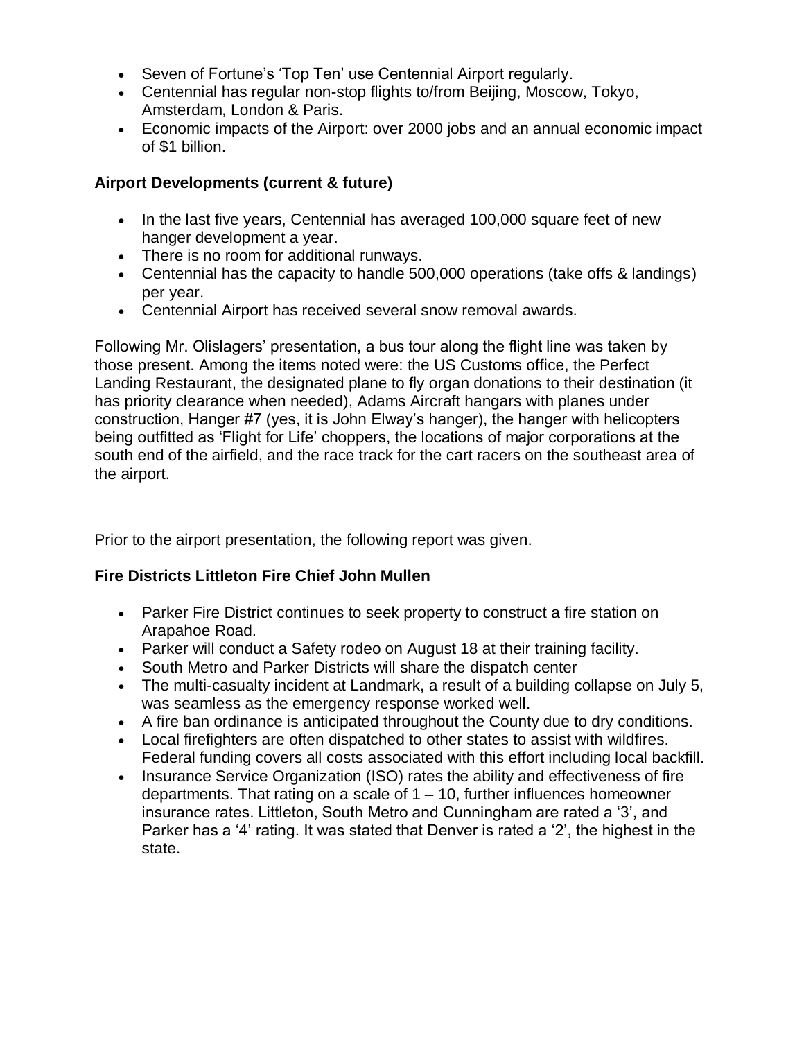- Seven of Fortune's 'Top Ten' use Centennial Airport regularly.
- Centennial has regular non-stop flights to/from Beijing, Moscow, Tokyo, Amsterdam, London & Paris.
- Economic impacts of the Airport: over 2000 jobs and an annual economic impact of $1 billion.

**Airport Developments (current & future)**

- In the last five years, Centennial has averaged 100,000 square feet of new hanger development a year.
- There is no room for additional runways.
- Centennial has the capacity to handle 500,000 operations (take offs & landings) per year.
- Centennial Airport has received several snow removal awards.

Following Mr. Olislagers' presentation, a bus tour along the flight line was taken by those present. Among the items noted were: the US Customs office, the Perfect Landing Restaurant, the designated plane to fly organ donations to their destination (it has priority clearance when needed), Adams Aircraft hangars with planes under construction, Hanger #7 (yes, it is John Elway's hanger), the hanger with helicopters being outfitted as 'Flight for Life' choppers, the locations of major corporations at the south end of the airfield, and the race track for the cart racers on the southeast area of the airport.

Prior to the airport presentation, the following report was given.

**Fire Districts Littleton Fire Chief John Mullen**

- Parker Fire District continues to seek property to construct a fire station on Arapahoe Road.
- Parker will conduct a Safety rodeo on August 18 at their training facility.
- South Metro and Parker Districts will share the dispatch center
- The multi-casualty incident at Landmark, a result of a building collapse on July 5, was seamless as the emergency response worked well.
- A fire ban ordinance is anticipated throughout the County due to dry conditions.
- Local firefighters are often dispatched to other states to assist with wildfires. Federal funding covers all costs associated with this effort including local backfill.
- Insurance Service Organization (ISO) rates the ability and effectiveness of fire departments. That rating on a scale of 1 – 10, further influences homeowner insurance rates. Littleton, South Metro and Cunningham are rated a '3', and Parker has a '4' rating. It was stated that Denver is rated a '2', the highest in the state.